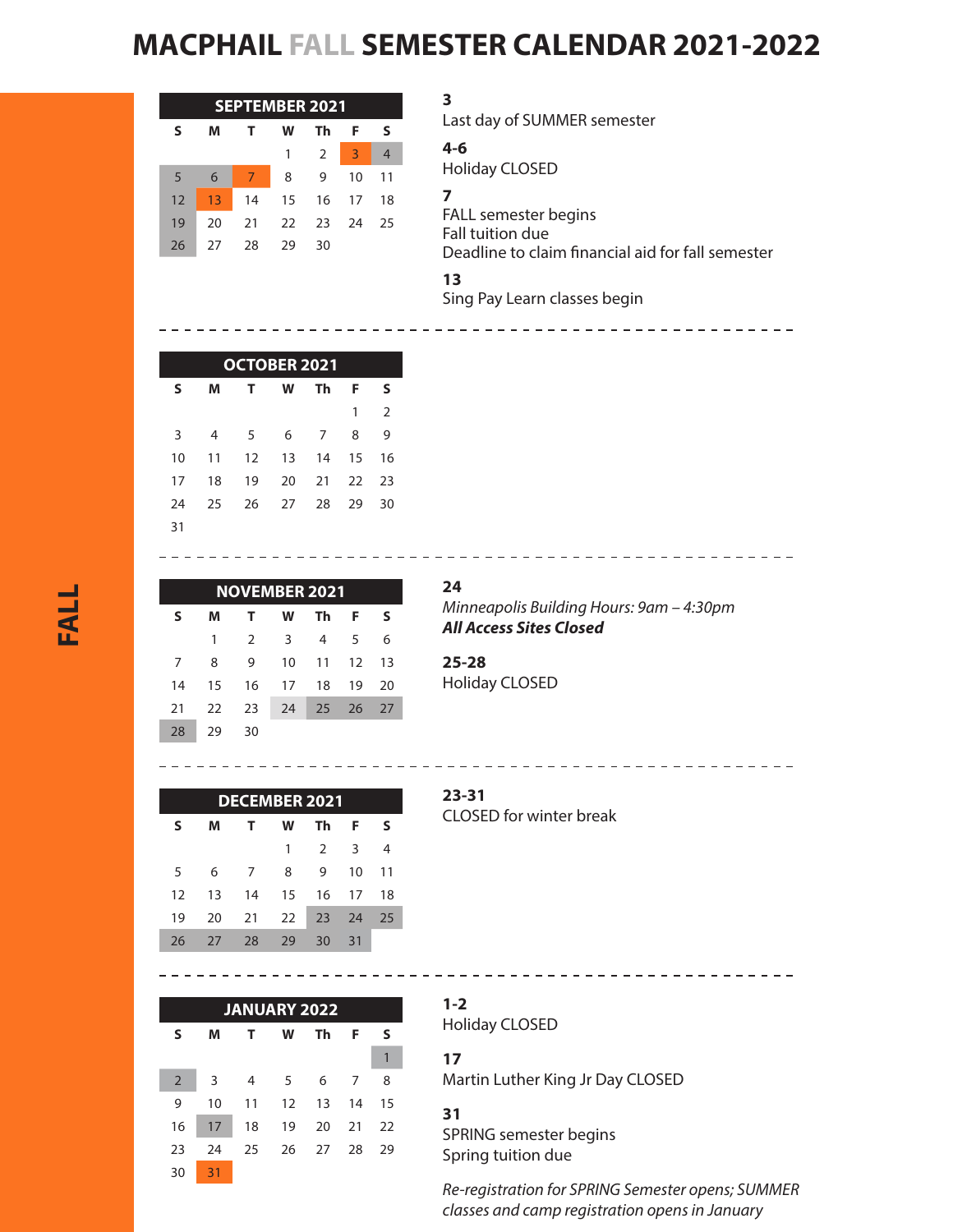# MACPHAIL FALL SEMESTER CALENDAR 2021-2022

**FALL**

## SEPTEMBER 2021

| S | M | T | W | Th | F | S |
|---|---|---|---|---|---|---|
| | | | 1 | 2 | 3 | 4 |
| 5 | 6 | 7 | 8 | 9 | 10 | 11 |
| 12 | 13 | 14 | 15 | 16 | 17 | 18 |
| 19 | 20 | 21 | 22 | 23 | 24 | 25 |
| 26 | 27 | 28 | 29 | 30 | | |

**3**
Last day of SUMMER semester

**4-6**
Holiday CLOSED

**7**
FALL semester begins
Fall tuition due
Deadline to claim financial aid for fall semester

**13**
Sing Pay Learn classes begin

## OCTOBER 2021

| S | M | T | W | Th | F | S |
|---|---|---|---|---|---|---|
| | | | | | 1 | 2 |
| 3 | 4 | 5 | 6 | 7 | 8 | 9 |
| 10 | 11 | 12 | 13 | 14 | 15 | 16 |
| 17 | 18 | 19 | 20 | 21 | 22 | 23 |
| 24 | 25 | 26 | 27 | 28 | 29 | 30 |
| 31 | | | | | | |

## NOVEMBER 2021

| S | M | T | W | Th | F | S |
|---|---|---|---|---|---|---|
| | 1 | 2 | 3 | 4 | 5 | 6 |
| 7 | 8 | 9 | 10 | 11 | 12 | 13 |
| 14 | 15 | 16 | 17 | 18 | 19 | 20 |
| 21 | 22 | 23 | 24 | 25 | 26 | 27 |
| 28 | 29 | 30 | | | | |

**24**
*Minneapolis Building Hours: 9am – 4:30pm*
***All Access Sites Closed***

**25-28**
Holiday CLOSED

## DECEMBER 2021

| S | M | T | W | Th | F | S |
|---|---|---|---|---|---|---|
| | | | 1 | 2 | 3 | 4 |
| 5 | 6 | 7 | 8 | 9 | 10 | 11 |
| 12 | 13 | 14 | 15 | 16 | 17 | 18 |
| 19 | 20 | 21 | 22 | 23 | 24 | 25 |
| 26 | 27 | 28 | 29 | 30 | 31 | |

**23-31**
CLOSED for winter break

## JANUARY 2022

| S | M | T | W | Th | F | S |
|---|---|---|---|---|---|---|
| | | | | | | 1 |
| 2 | 3 | 4 | 5 | 6 | 7 | 8 |
| 9 | 10 | 11 | 12 | 13 | 14 | 15 |
| 16 | 17 | 18 | 19 | 20 | 21 | 22 |
| 23 | 24 | 25 | 26 | 27 | 28 | 29 |
| 30 | 31 | | | | | |

**1-2**
Holiday CLOSED

**17**
Martin Luther King Jr Day CLOSED

**31**
SPRING semester begins
Spring tuition due

*Re-registration for SPRING Semester opens; SUMMER classes and camp registration opens in January*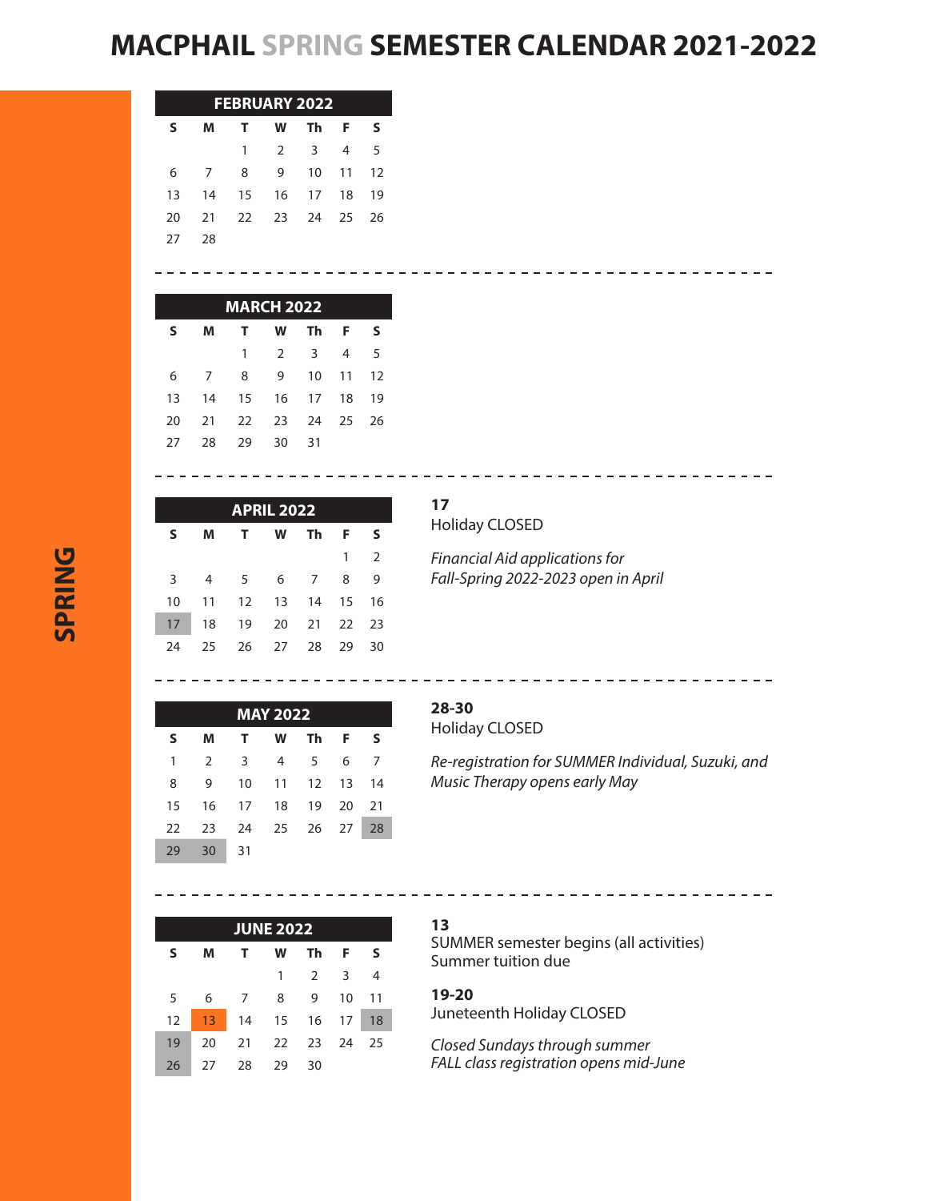# MACPHAIL SPRING SEMESTER CALENDAR 2021-2022

SPRING

## FEBRUARY 2022

| S | M | T | W | Th | F | S |
|---|---|---|---|---|---|---|
| | | 1 | 2 | 3 | 4 | 5 |
| 6 | 7 | 8 | 9 | 10 | 11 | 12 |
| 13 | 14 | 15 | 16 | 17 | 18 | 19 |
| 20 | 21 | 22 | 23 | 24 | 25 | 26 |
| 27 | 28 | | | | | |

## MARCH 2022

| S | M | T | W | Th | F | S |
|---|---|---|---|---|---|---|
| | | 1 | 2 | 3 | 4 | 5 |
| 6 | 7 | 8 | 9 | 10 | 11 | 12 |
| 13 | 14 | 15 | 16 | 17 | 18 | 19 |
| 20 | 21 | 22 | 23 | 24 | 25 | 26 |
| 27 | 28 | 29 | 30 | 31 | | |

## APRIL 2022

| S | M | T | W | Th | F | S |
|---|---|---|---|---|---|---|
| | | | | | 1 | 2 |
| 3 | 4 | 5 | 6 | 7 | 8 | 9 |
| 10 | 11 | 12 | 13 | 14 | 15 | 16 |
| 17 | 18 | 19 | 20 | 21 | 22 | 23 |
| 24 | 25 | 26 | 27 | 28 | 29 | 30 |

**17**
Holiday CLOSED

*Financial Aid applications for Fall-Spring 2022-2023 open in April*

## MAY 2022

| S | M | T | W | Th | F | S |
|---|---|---|---|---|---|---|
| 1 | 2 | 3 | 4 | 5 | 6 | 7 |
| 8 | 9 | 10 | 11 | 12 | 13 | 14 |
| 15 | 16 | 17 | 18 | 19 | 20 | 21 |
| 22 | 23 | 24 | 25 | 26 | 27 | 28 |
| 29 | 30 | 31 | | | | |

**28-30**
Holiday CLOSED

*Re-registration for SUMMER Individual, Suzuki, and Music Therapy opens early May*

## JUNE 2022

| S | M | T | W | Th | F | S |
|---|---|---|---|---|---|---|
| | | | 1 | 2 | 3 | 4 |
| 5 | 6 | 7 | 8 | 9 | 10 | 11 |
| 12 | 13 | 14 | 15 | 16 | 17 | 18 |
| 19 | 20 | 21 | 22 | 23 | 24 | 25 |
| 26 | 27 | 28 | 29 | 30 | | |

**13**
SUMMER semester begins (all activities)
Summer tuition due

**19-20**
Juneteenth Holiday CLOSED

*Closed Sundays through summer*
*FALL class registration opens mid-June*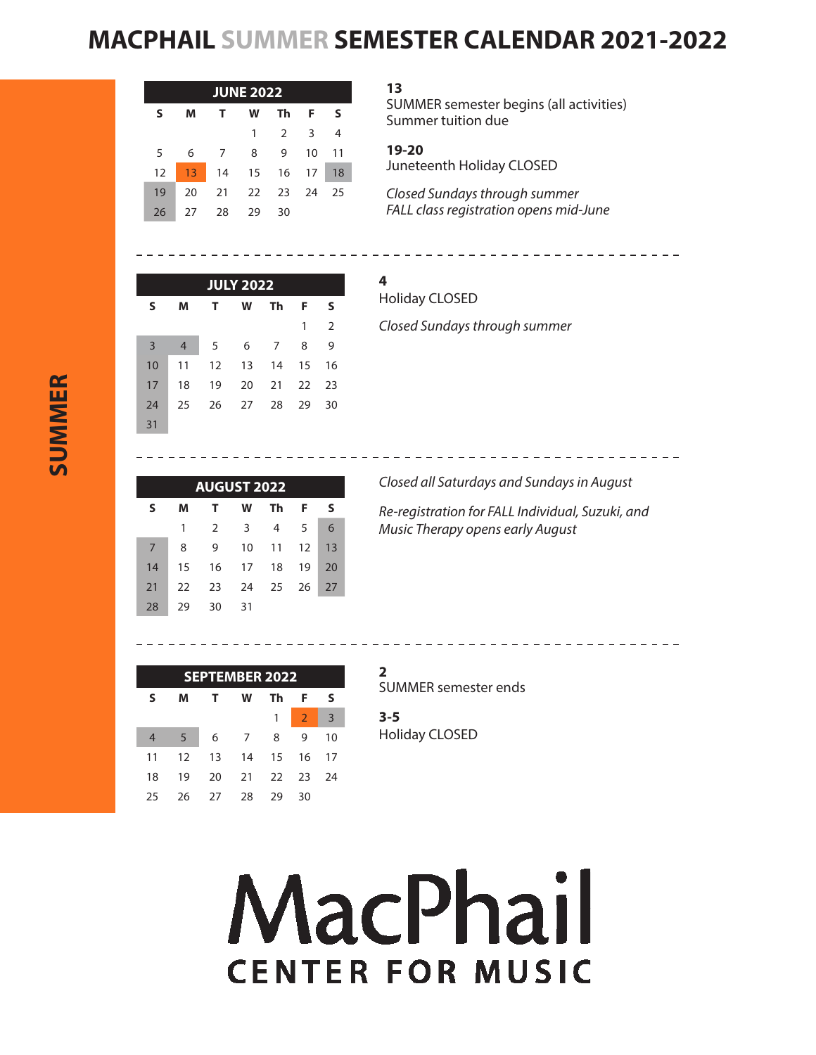# MACPHAIL SUMMER SEMESTER CALENDAR 2021-2022

SUMMER

| JUNE 2022 | | | | | | |
|---|---|---|---|---|---|---|
| S | M | T | W | Th | F | S |
| | | | 1 | 2 | 3 | 4 |
| 5 | 6 | 7 | 8 | 9 | 10 | 11 |
| 12 | 13 | 14 | 15 | 16 | 17 | 18 |
| 19 | 20 | 21 | 22 | 23 | 24 | 25 |
| 26 | 27 | 28 | 29 | 30 | | |

**13**
SUMMER semester begins (all activities)
Summer tuition due

**19-20**
Juneteenth Holiday CLOSED

*Closed Sundays through summer*
*FALL class registration opens mid-June*

| JULY 2022 | | | | | | |
|---|---|---|---|---|---|---|
| S | M | T | W | Th | F | S |
| | | | | | 1 | 2 |
| 3 | 4 | 5 | 6 | 7 | 8 | 9 |
| 10 | 11 | 12 | 13 | 14 | 15 | 16 |
| 17 | 18 | 19 | 20 | 21 | 22 | 23 |
| 24 | 25 | 26 | 27 | 28 | 29 | 30 |
| 31 | | | | | | |

**4**
Holiday CLOSED

*Closed Sundays through summer*

| AUGUST 2022 | | | | | | |
|---|---|---|---|---|---|---|
| S | M | T | W | Th | F | S |
| | 1 | 2 | 3 | 4 | 5 | 6 |
| 7 | 8 | 9 | 10 | 11 | 12 | 13 |
| 14 | 15 | 16 | 17 | 18 | 19 | 20 |
| 21 | 22 | 23 | 24 | 25 | 26 | 27 |
| 28 | 29 | 30 | 31 | | | |

*Closed all Saturdays and Sundays in August*

*Re-registration for FALL Individual, Suzuki, and Music Therapy opens early August*

| SEPTEMBER 2022 | | | | | | |
|---|---|---|---|---|---|---|
| S | M | T | W | Th | F | S |
| | | | | 1 | 2 | 3 |
| 4 | 5 | 6 | 7 | 8 | 9 | 10 |
| 11 | 12 | 13 | 14 | 15 | 16 | 17 |
| 18 | 19 | 20 | 21 | 22 | 23 | 24 |
| 25 | 26 | 27 | 28 | 29 | 30 | |

**2**
SUMMER semester ends

**3-5**
Holiday CLOSED

MacPhail
CENTER FOR MUSIC